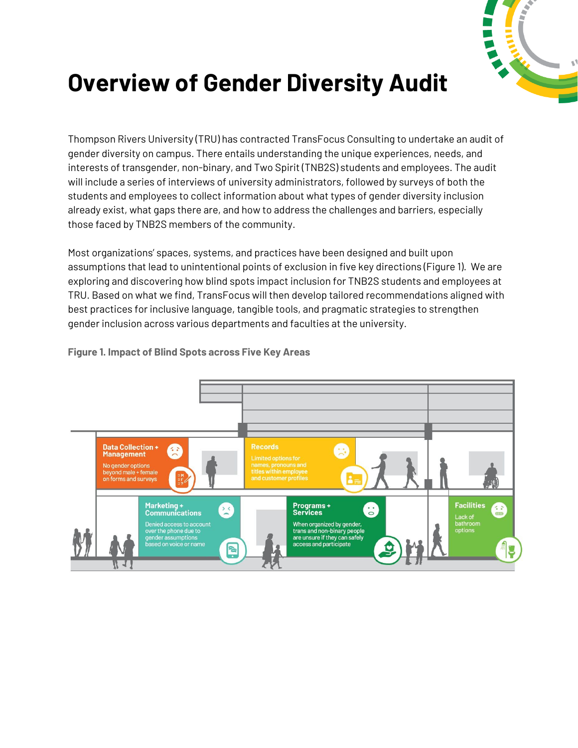# Overview of Gender Diversity Audit

Thompson Rivers University (TRU) has contracted TransFocus Consulting to undertake an audit of gender diversity on campus. There entails understanding the unique experiences, needs, and interests of transgender, non-binary, and Two Spirit (TNB2S) students and employees. The audit will include a series of interviews of university administrators, followed by surveys of both the students and employees to collect information about what types of gender diversity inclusion already exist, what gaps there are, and how to address the challenges and barriers, especially those faced by TNB2S members of the community.

Most organizations' spaces, systems, and practices have been designed and built upon assumptions that lead to unintentional points of exclusion in five key directions (Figure 1). We are exploring and discovering how blind spots impact inclusion for TNB2S students and employees at TRU. Based on what we find, TransFocus will then develop tailored recommendations aligned with best practices for inclusive language, tangible tools, and pragmatic strategies to strengthen gender inclusion across various departments and faculties at the university.

**Figure 1. Impact of Blind Spots across Five Key Areas**

**Data Collection + Management**
No gender options beyond male + female on forms and surveys

**Records**
Limited options for names, pronouns and titles within employee and customer profiles

**Marketing + Communications**
Denied access to account over the phone due to gender assumptions based on voice or name

**Programs + Services**
When organized by gender, trans and non-binary people are unsure if they can safely access and participate

**Facilities**
Lack of bathroom options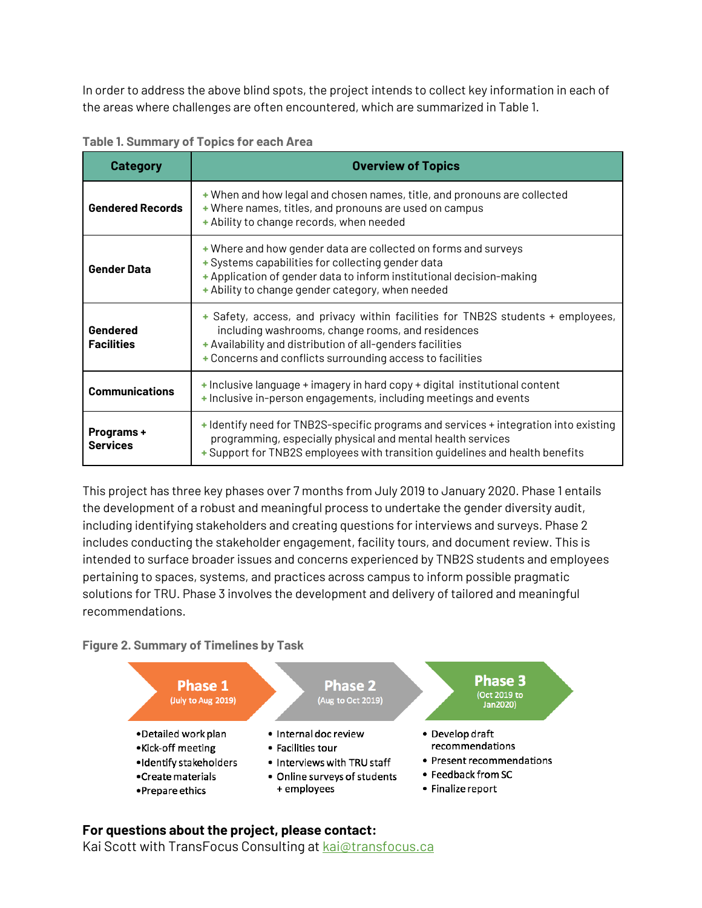In order to address the above blind spots, the project intends to collect key information in each of the areas where challenges are often encountered, which are summarized in Table 1.

**Table 1. Summary of Topics for each Area**

| Category | Overview of Topics |
|---|---|
| **Gendered Records** | + When and how legal and chosen names, title, and pronouns are collected<br>+ Where names, titles, and pronouns are used on campus<br>+ Ability to change records, when needed |
| **Gender Data** | + Where and how gender data are collected on forms and surveys<br>+ Systems capabilities for collecting gender data<br>+ Application of gender data to inform institutional decision-making<br>+ Ability to change gender category, when needed |
| **Gendered Facilities** | + Safety, access, and privacy within facilities for TNB2S students + employees, including washrooms, change rooms, and residences<br>+ Availability and distribution of all-genders facilities<br>+ Concerns and conflicts surrounding access to facilities |
| **Communications** | + Inclusive language + imagery in hard copy + digital institutional content<br>+ Inclusive in-person engagements, including meetings and events |
| **Programs + Services** | + Identify need for TNB2S-specific programs and services + integration into existing programming, especially physical and mental health services<br>+ Support for TNB2S employees with transition guidelines and health benefits |

This project has three key phases over 7 months from July 2019 to January 2020. Phase 1 entails the development of a robust and meaningful process to undertake the gender diversity audit, including identifying stakeholders and creating questions for interviews and surveys. Phase 2 includes conducting the stakeholder engagement, facility tours, and document review. This is intended to surface broader issues and concerns experienced by TNB2S students and employees pertaining to spaces, systems, and practices across campus to inform possible pragmatic solutions for TRU. Phase 3 involves the development and delivery of tailored and meaningful recommendations.

**Figure 2. Summary of Timelines by Task**

Phase 1 (July to Aug 2019)
- Detailed work plan
- Kick-off meeting
- Identify stakeholders
- Create materials
- Prepare ethics

Phase 2 (Aug to Oct 2019)
- Internal doc review
- Facilities tour
- Interviews with TRU staff
- Online surveys of students + employees

Phase 3 (Oct 2019 to Jan2020)
- Develop draft recommendations
- Present recommendations
- Feedback from SC
- Finalize report

**For questions about the project, please contact:**
Kai Scott with TransFocus Consulting at kai@transfocus.ca